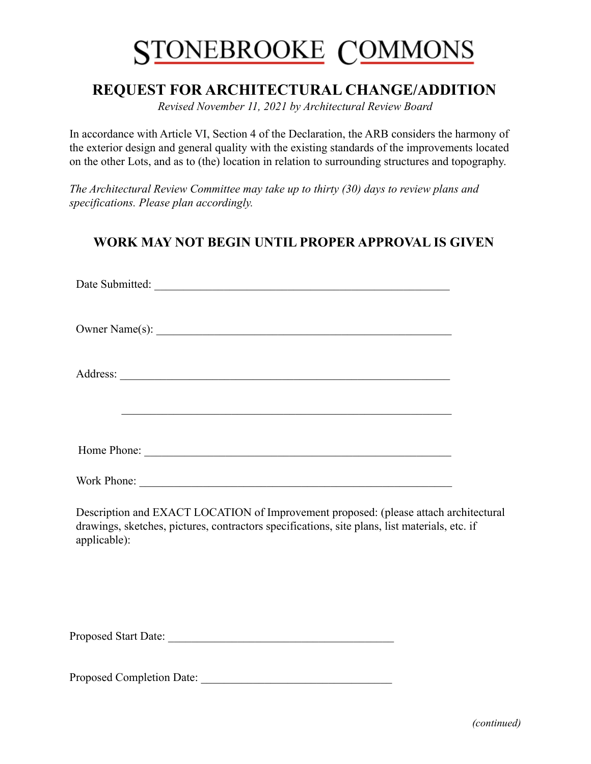# STONEBROOKE COMMONS

## REQUEST FOR ARCHITECTURAL CHANGE/ADDITION

*Revised November 11, 2021 by Architectural Review Board*

In accordance with Article VI, Section 4 of the Declaration, the ARB considers the harmony of the exterior design and general quality with the existing standards of the improvements located on the other Lots, and as to (the) location in relation to surrounding structures and topography.

*The Architectural Review Committee may take up to thirty (30) days to review plans and specifications. Please plan accordingly.*

### WORK MAY NOT BEGIN UNTIL PROPER APPROVAL IS GIVEN

Date Submitted: ____________________________________________________

Owner Name(s): ____________________________________________________

Address: __________________________________________________________

__________________________________________________________

Home Phone: ______________________________________________________

Work Phone: ______________________________________________________

Description and EXACT LOCATION of Improvement proposed: (please attach architectural drawings, sketches, pictures, contractors specifications, site plans, list materials, etc. if applicable):

Proposed Start Date: ________________________________________

Proposed Completion Date: ________________________________

*(continued)*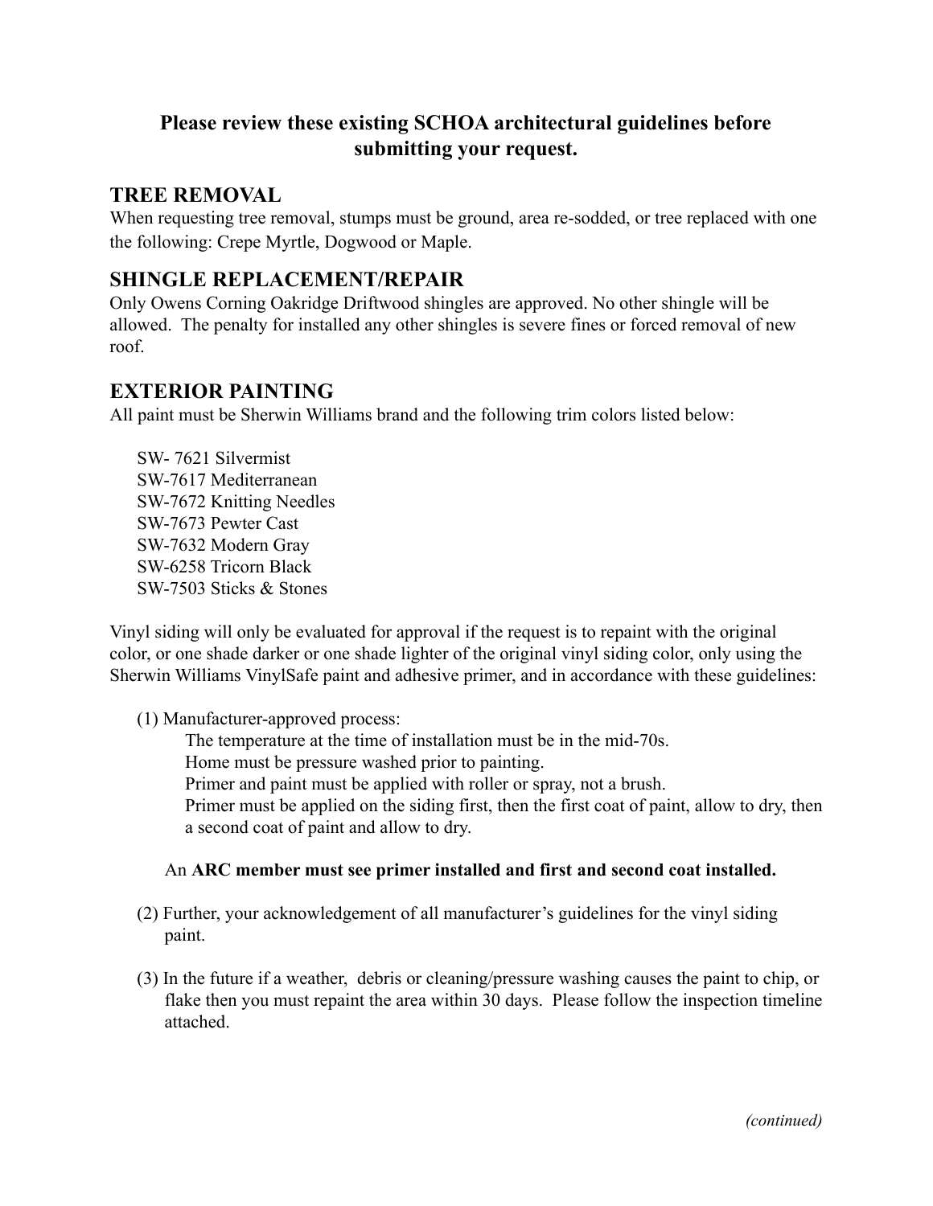**Please review these existing SCHOA architectural guidelines before submitting your request.**

## TREE REMOVAL

When requesting tree removal, stumps must be ground, area re-sodded, or tree replaced with one the following: Crepe Myrtle, Dogwood or Maple.

## SHINGLE REPLACEMENT/REPAIR

Only Owens Corning Oakridge Driftwood shingles are approved. No other shingle will be allowed. The penalty for installed any other shingles is severe fines or forced removal of new roof.

## EXTERIOR PAINTING

All paint must be Sherwin Williams brand and the following trim colors listed below:

SW- 7621 Silvermist
SW-7617 Mediterranean
SW-7672 Knitting Needles
SW-7673 Pewter Cast
SW-7632 Modern Gray
SW-6258 Tricorn Black
SW-7503 Sticks & Stones

Vinyl siding will only be evaluated for approval if the request is to repaint with the original color, or one shade darker or one shade lighter of the original vinyl siding color, only using the Sherwin Williams VinylSafe paint and adhesive primer, and in accordance with these guidelines:

(1) Manufacturer-approved process:
The temperature at the time of installation must be in the mid-70s.
Home must be pressure washed prior to painting.
Primer and paint must be applied with roller or spray, not a brush.
Primer must be applied on the siding first, then the first coat of paint, allow to dry, then a second coat of paint and allow to dry.

An **ARC member must see primer installed and first and second coat installed.**

(2) Further, your acknowledgement of all manufacturer's guidelines for the vinyl siding paint.

(3) In the future if a weather, debris or cleaning/pressure washing causes the paint to chip, or flake then you must repaint the area within 30 days. Please follow the inspection timeline attached.

*(continued)*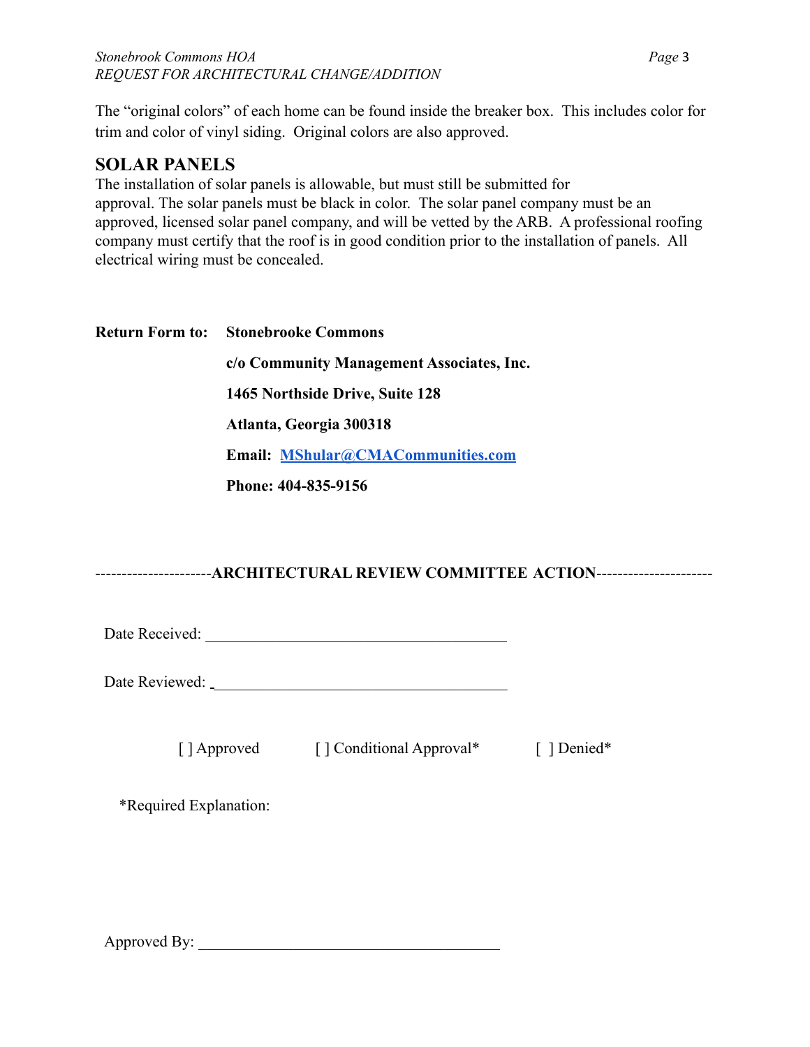The "original colors" of each home can be found inside the breaker box. This includes color for trim and color of vinyl siding. Original colors are also approved.

## SOLAR PANELS

The installation of solar panels is allowable, but must still be submitted for approval. The solar panels must be black in color. The solar panel company must be an approved, licensed solar panel company, and will be vetted by the ARB. A professional roofing company must certify that the roof is in good condition prior to the installation of panels. All electrical wiring must be concealed.

**Return Form to:** **Stonebrooke Commons**

**c/o Community Management Associates, Inc.**

**1465 Northside Drive, Suite 128**

**Atlanta, Georgia 300318**

**Email: MShular@CMACommunities.com**

**Phone: 404-835-9156**

----------------------**ARCHITECTURAL REVIEW COMMITTEE ACTION**----------------------

Date Received: _______________________________________

Date Reviewed: _______________________________________

[ ] Approved [ ] Conditional Approval* [ ] Denied*

*Required Explanation:

Approved By: _______________________________________